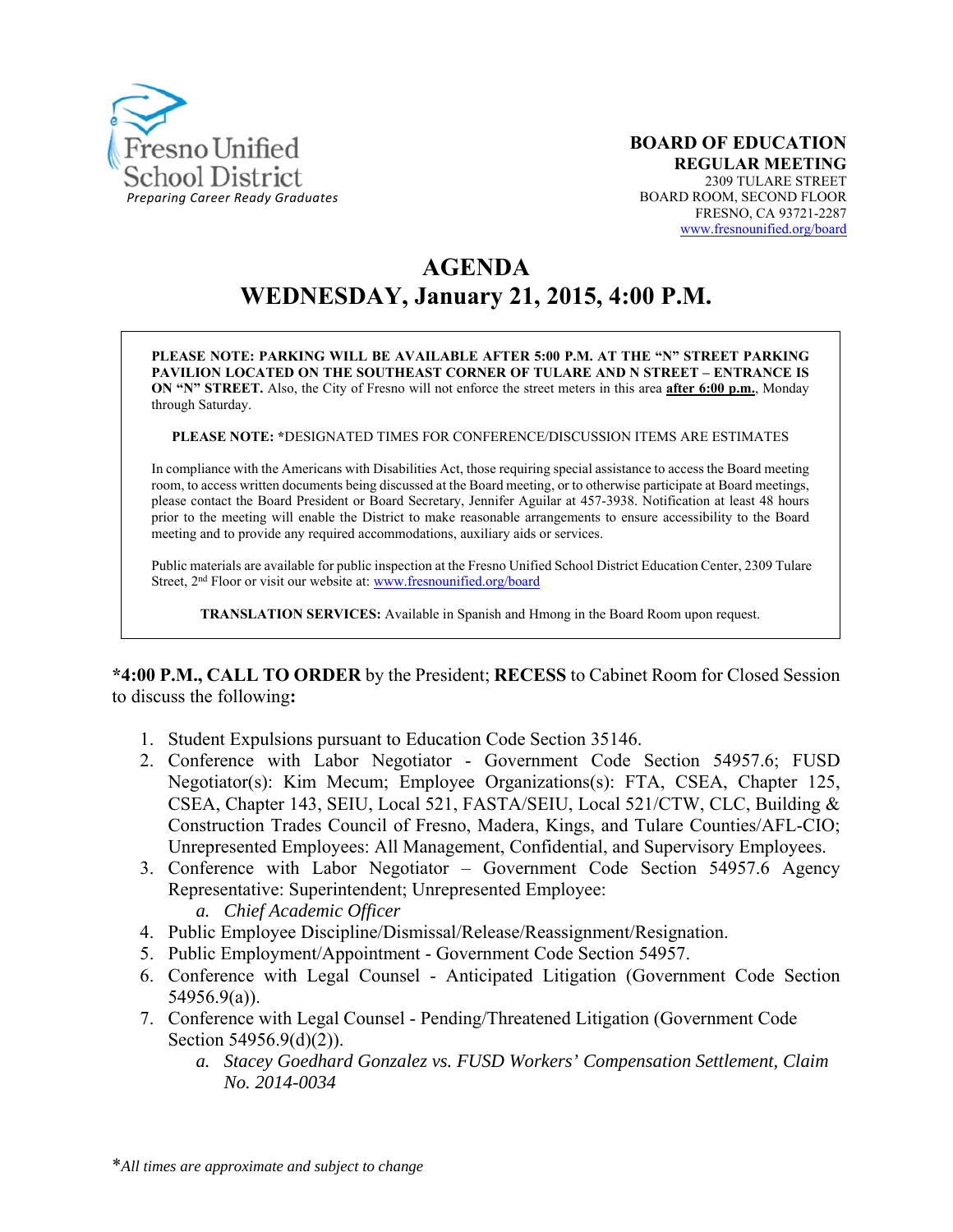Fresno Unified School District
*Preparing Career Ready Graduates*

**BOARD OF EDUCATION**
**REGULAR MEETING**
2309 TULARE STREET
BOARD ROOM, SECOND FLOOR
FRESNO, CA 93721-2287
www.fresnounified.org/board

# AGENDA
# WEDNESDAY, January 21, 2015, 4:00 P.M.

**PLEASE NOTE: PARKING WILL BE AVAILABLE AFTER 5:00 P.M. AT THE "N" STREET PARKING PAVILION LOCATED ON THE SOUTHEAST CORNER OF TULARE AND N STREET – ENTRANCE IS ON "N" STREET.** Also, the City of Fresno will not enforce the street meters in this area **after 6:00 p.m.**, Monday through Saturday.

**PLEASE NOTE:** *DESIGNATED TIMES FOR CONFERENCE/DISCUSSION ITEMS ARE ESTIMATES

In compliance with the Americans with Disabilities Act, those requiring special assistance to access the Board meeting room, to access written documents being discussed at the Board meeting, or to otherwise participate at Board meetings, please contact the Board President or Board Secretary, Jennifer Aguilar at 457-3938. Notification at least 48 hours prior to the meeting will enable the District to make reasonable arrangements to ensure accessibility to the Board meeting and to provide any required accommodations, auxiliary aids or services.

Public materials are available for public inspection at the Fresno Unified School District Education Center, 2309 Tulare Street, 2nd Floor or visit our website at: www.fresnounified.org/board

**TRANSLATION SERVICES:** Available in Spanish and Hmong in the Board Room upon request.

***4:00 P.M., CALL TO ORDER** by the President; **RECESS** to Cabinet Room for Closed Session to discuss the following**:**

1. Student Expulsions pursuant to Education Code Section 35146.
2. Conference with Labor Negotiator - Government Code Section 54957.6; FUSD Negotiator(s): Kim Mecum; Employee Organizations(s): FTA, CSEA, Chapter 125, CSEA, Chapter 143, SEIU, Local 521, FASTA/SEIU, Local 521/CTW, CLC, Building & Construction Trades Council of Fresno, Madera, Kings, and Tulare Counties/AFL-CIO; Unrepresented Employees: All Management, Confidential, and Supervisory Employees.
3. Conference with Labor Negotiator – Government Code Section 54957.6 Agency Representative: Superintendent; Unrepresented Employee:
    a. *Chief Academic Officer*
4. Public Employee Discipline/Dismissal/Release/Reassignment/Resignation.
5. Public Employment/Appointment - Government Code Section 54957.
6. Conference with Legal Counsel - Anticipated Litigation (Government Code Section 54956.9(a)).
7. Conference with Legal Counsel - Pending/Threatened Litigation (Government Code Section 54956.9(d)(2)).
    a. *Stacey Goedhard Gonzalez vs. FUSD Workers' Compensation Settlement, Claim No. 2014-0034*

**All times are approximate and subject to change*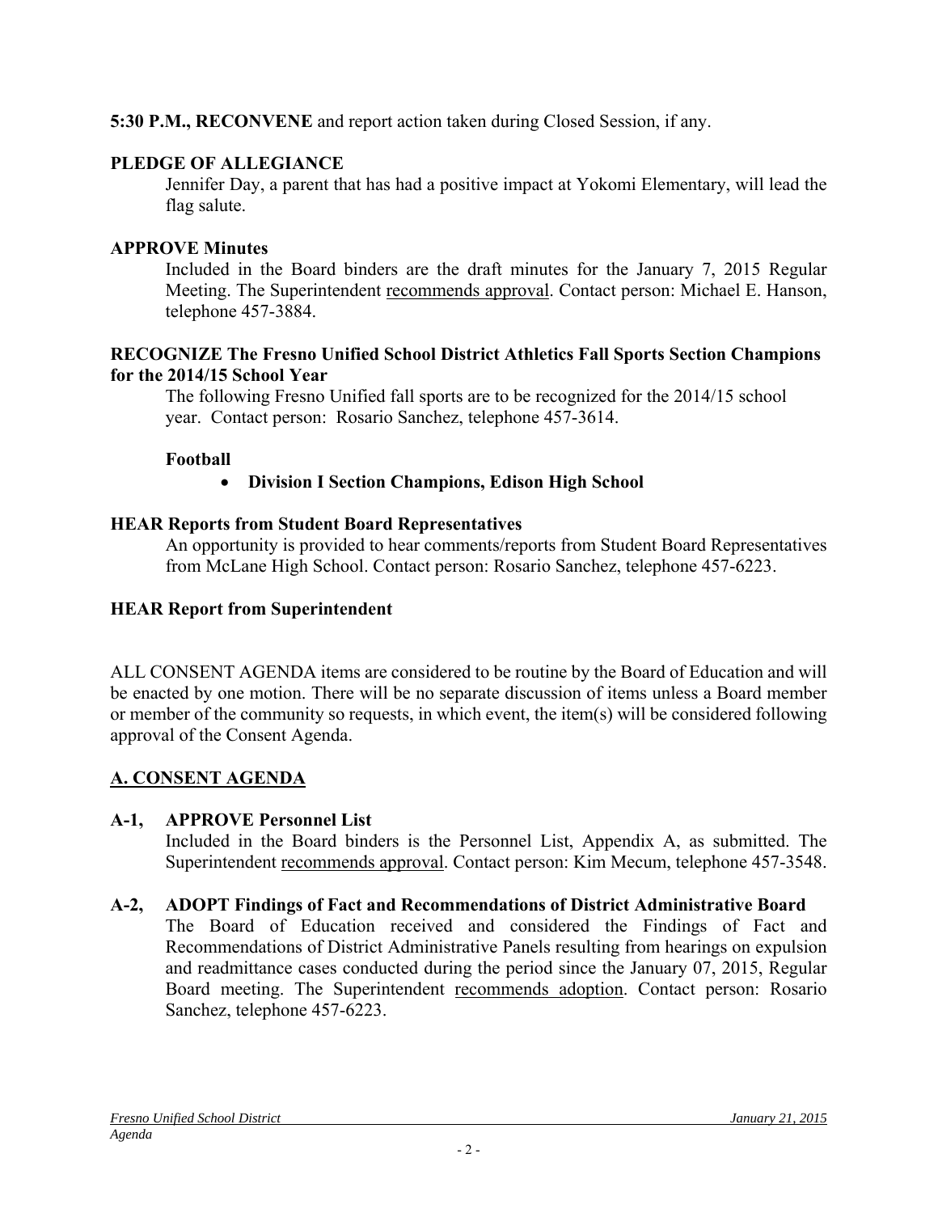**5:30 P.M., RECONVENE** and report action taken during Closed Session, if any.

**PLEDGE OF ALLEGIANCE**

Jennifer Day, a parent that has had a positive impact at Yokomi Elementary, will lead the flag salute.

**APPROVE Minutes**

Included in the Board binders are the draft minutes for the January 7, 2015 Regular Meeting. The Superintendent recommends approval. Contact person: Michael E. Hanson, telephone 457-3884.

**RECOGNIZE The Fresno Unified School District Athletics Fall Sports Section Champions for the 2014/15 School Year**

The following Fresno Unified fall sports are to be recognized for the 2014/15 school year. Contact person: Rosario Sanchez, telephone 457-3614.

**Football**

- **Division I Section Champions, Edison High School**

**HEAR Reports from Student Board Representatives**

An opportunity is provided to hear comments/reports from Student Board Representatives from McLane High School. Contact person: Rosario Sanchez, telephone 457-6223.

**HEAR Report from Superintendent**

ALL CONSENT AGENDA items are considered to be routine by the Board of Education and will be enacted by one motion. There will be no separate discussion of items unless a Board member or member of the community so requests, in which event, the item(s) will be considered following approval of the Consent Agenda.

## A. CONSENT AGENDA

**A-1, APPROVE Personnel List**

Included in the Board binders is the Personnel List, Appendix A, as submitted. The Superintendent recommends approval. Contact person: Kim Mecum, telephone 457-3548.

**A-2, ADOPT Findings of Fact and Recommendations of District Administrative Board**

The Board of Education received and considered the Findings of Fact and Recommendations of District Administrative Panels resulting from hearings on expulsion and readmittance cases conducted during the period since the January 07, 2015, Regular Board meeting. The Superintendent recommends adoption. Contact person: Rosario Sanchez, telephone 457-6223.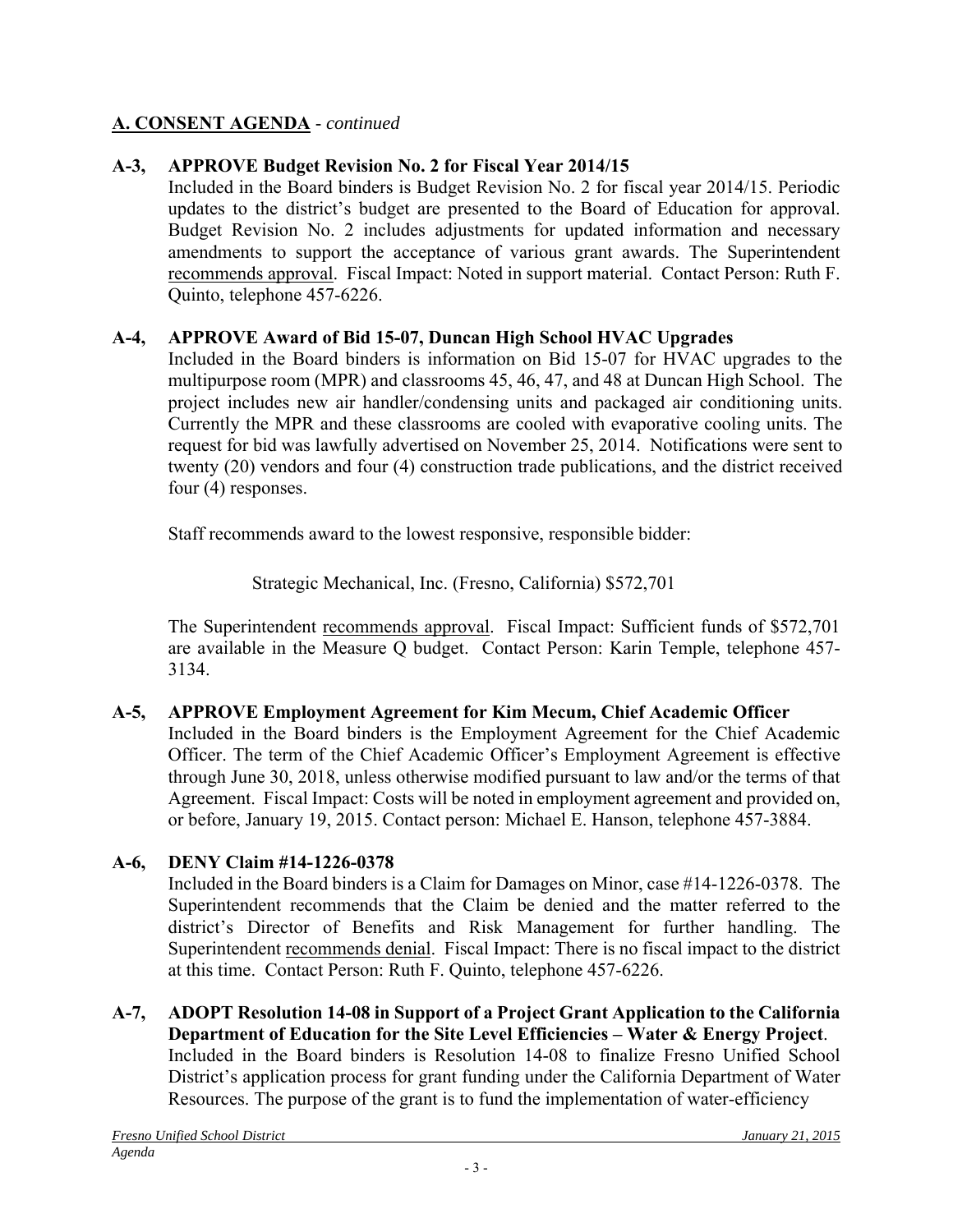## A. CONSENT AGENDA - *continued*

**A-3, APPROVE Budget Revision No. 2 for Fiscal Year 2014/15**

Included in the Board binders is Budget Revision No. 2 for fiscal year 2014/15. Periodic updates to the district's budget are presented to the Board of Education for approval. Budget Revision No. 2 includes adjustments for updated information and necessary amendments to support the acceptance of various grant awards. The Superintendent recommends approval. Fiscal Impact: Noted in support material. Contact Person: Ruth F. Quinto, telephone 457-6226.

**A-4, APPROVE Award of Bid 15-07, Duncan High School HVAC Upgrades**

Included in the Board binders is information on Bid 15-07 for HVAC upgrades to the multipurpose room (MPR) and classrooms 45, 46, 47, and 48 at Duncan High School. The project includes new air handler/condensing units and packaged air conditioning units. Currently the MPR and these classrooms are cooled with evaporative cooling units. The request for bid was lawfully advertised on November 25, 2014. Notifications were sent to twenty (20) vendors and four (4) construction trade publications, and the district received four (4) responses.

Staff recommends award to the lowest responsive, responsible bidder:

Strategic Mechanical, Inc. (Fresno, California) $572,701

The Superintendent recommends approval. Fiscal Impact: Sufficient funds of $572,701 are available in the Measure Q budget. Contact Person: Karin Temple, telephone 457-3134.

**A-5, APPROVE Employment Agreement for Kim Mecum, Chief Academic Officer**

Included in the Board binders is the Employment Agreement for the Chief Academic Officer. The term of the Chief Academic Officer's Employment Agreement is effective through June 30, 2018, unless otherwise modified pursuant to law and/or the terms of that Agreement. Fiscal Impact: Costs will be noted in employment agreement and provided on, or before, January 19, 2015. Contact person: Michael E. Hanson, telephone 457-3884.

**A-6, DENY Claim #14-1226-0378**

Included in the Board binders is a Claim for Damages on Minor, case #14-1226-0378. The Superintendent recommends that the Claim be denied and the matter referred to the district's Director of Benefits and Risk Management for further handling. The Superintendent recommends denial. Fiscal Impact: There is no fiscal impact to the district at this time. Contact Person: Ruth F. Quinto, telephone 457-6226.

**A-7, ADOPT Resolution 14-08 in Support of a Project Grant Application to the California Department of Education for the Site Level Efficiencies – Water & Energy Project**.

Included in the Board binders is Resolution 14-08 to finalize Fresno Unified School District's application process for grant funding under the California Department of Water Resources. The purpose of the grant is to fund the implementation of water-efficiency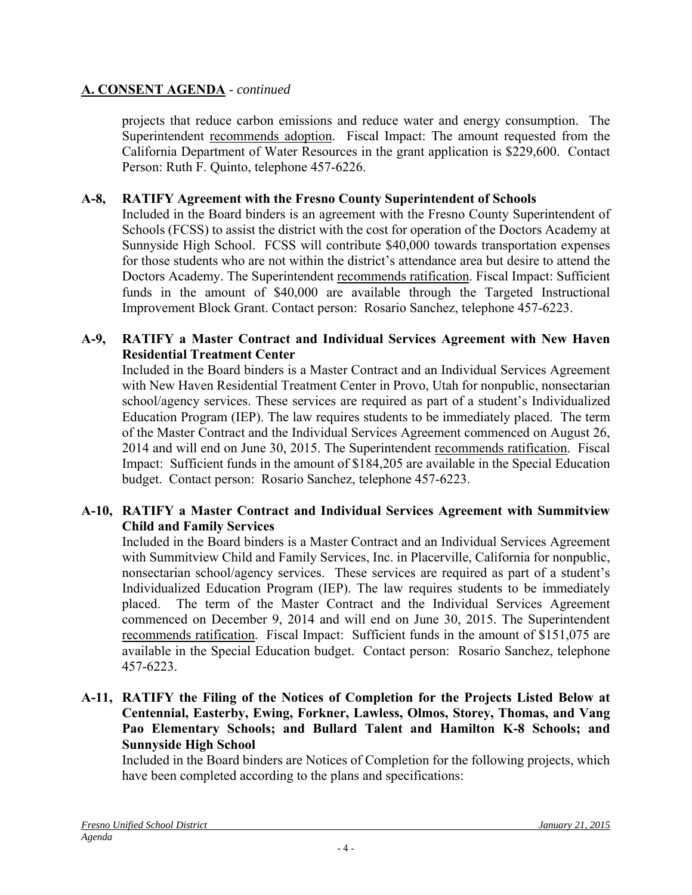## A. CONSENT AGENDA - *continued*

projects that reduce carbon emissions and reduce water and energy consumption. The Superintendent recommends adoption. Fiscal Impact: The amount requested from the California Department of Water Resources in the grant application is $229,600. Contact Person: Ruth F. Quinto, telephone 457-6226.

**A-8, RATIFY Agreement with the Fresno County Superintendent of Schools**

Included in the Board binders is an agreement with the Fresno County Superintendent of Schools (FCSS) to assist the district with the cost for operation of the Doctors Academy at Sunnyside High School. FCSS will contribute $40,000 towards transportation expenses for those students who are not within the district's attendance area but desire to attend the Doctors Academy. The Superintendent recommends ratification. Fiscal Impact: Sufficient funds in the amount of $40,000 are available through the Targeted Instructional Improvement Block Grant. Contact person: Rosario Sanchez, telephone 457-6223.

**A-9, RATIFY a Master Contract and Individual Services Agreement with New Haven Residential Treatment Center**

Included in the Board binders is a Master Contract and an Individual Services Agreement with New Haven Residential Treatment Center in Provo, Utah for nonpublic, nonsectarian school/agency services. These services are required as part of a student's Individualized Education Program (IEP). The law requires students to be immediately placed. The term of the Master Contract and the Individual Services Agreement commenced on August 26, 2014 and will end on June 30, 2015. The Superintendent recommends ratification. Fiscal Impact: Sufficient funds in the amount of $184,205 are available in the Special Education budget. Contact person: Rosario Sanchez, telephone 457-6223.

**A-10, RATIFY a Master Contract and Individual Services Agreement with Summitview Child and Family Services**

Included in the Board binders is a Master Contract and an Individual Services Agreement with Summitview Child and Family Services, Inc. in Placerville, California for nonpublic, nonsectarian school/agency services. These services are required as part of a student's Individualized Education Program (IEP). The law requires students to be immediately placed. The term of the Master Contract and the Individual Services Agreement commenced on December 9, 2014 and will end on June 30, 2015. The Superintendent recommends ratification. Fiscal Impact: Sufficient funds in the amount of $151,075 are available in the Special Education budget. Contact person: Rosario Sanchez, telephone 457-6223.

**A-11, RATIFY the Filing of the Notices of Completion for the Projects Listed Below at Centennial, Easterby, Ewing, Forkner, Lawless, Olmos, Storey, Thomas, and Vang Pao Elementary Schools; and Bullard Talent and Hamilton K-8 Schools; and Sunnyside High School**

Included in the Board binders are Notices of Completion for the following projects, which have been completed according to the plans and specifications: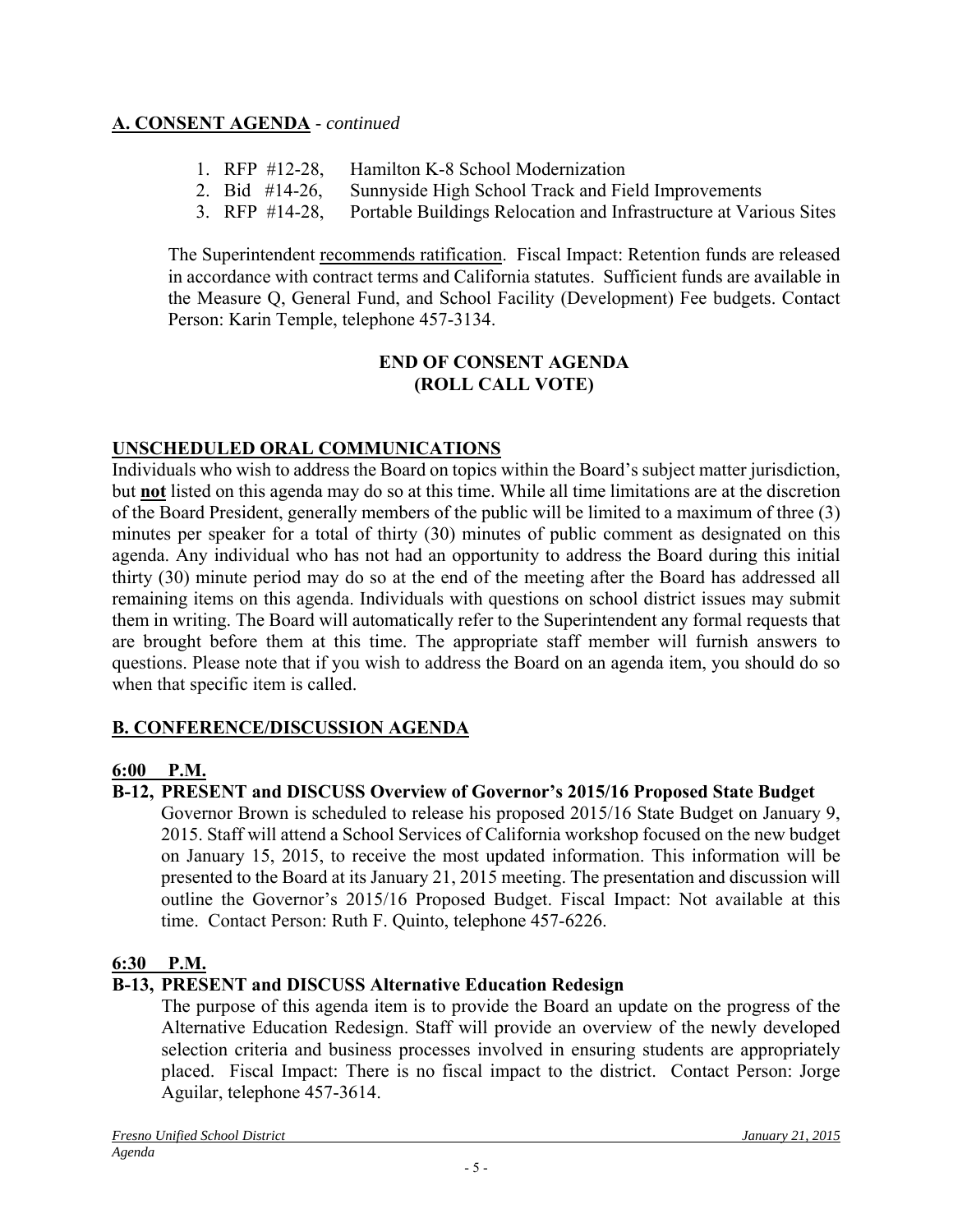## A. CONSENT AGENDA - *continued*

1. RFP #12-28, Hamilton K-8 School Modernization
2. Bid #14-26, Sunnyside High School Track and Field Improvements
3. RFP #14-28, Portable Buildings Relocation and Infrastructure at Various Sites

The Superintendent recommends ratification. Fiscal Impact: Retention funds are released in accordance with contract terms and California statutes. Sufficient funds are available in the Measure Q, General Fund, and School Facility (Development) Fee budgets. Contact Person: Karin Temple, telephone 457-3134.

**END OF CONSENT AGENDA**
**(ROLL CALL VOTE)**

## UNSCHEDULED ORAL COMMUNICATIONS

Individuals who wish to address the Board on topics within the Board's subject matter jurisdiction, but **not** listed on this agenda may do so at this time. While all time limitations are at the discretion of the Board President, generally members of the public will be limited to a maximum of three (3) minutes per speaker for a total of thirty (30) minutes of public comment as designated on this agenda. Any individual who has not had an opportunity to address the Board during this initial thirty (30) minute period may do so at the end of the meeting after the Board has addressed all remaining items on this agenda. Individuals with questions on school district issues may submit them in writing. The Board will automatically refer to the Superintendent any formal requests that are brought before them at this time. The appropriate staff member will furnish answers to questions. Please note that if you wish to address the Board on an agenda item, you should do so when that specific item is called.

## B. CONFERENCE/DISCUSSION AGENDA

**6:00 P.M.**

**B-12, PRESENT and DISCUSS Overview of Governor's 2015/16 Proposed State Budget**

Governor Brown is scheduled to release his proposed 2015/16 State Budget on January 9, 2015. Staff will attend a School Services of California workshop focused on the new budget on January 15, 2015, to receive the most updated information. This information will be presented to the Board at its January 21, 2015 meeting. The presentation and discussion will outline the Governor's 2015/16 Proposed Budget. Fiscal Impact: Not available at this time. Contact Person: Ruth F. Quinto, telephone 457-6226.

**6:30 P.M.**

**B-13, PRESENT and DISCUSS Alternative Education Redesign**

The purpose of this agenda item is to provide the Board an update on the progress of the Alternative Education Redesign. Staff will provide an overview of the newly developed selection criteria and business processes involved in ensuring students are appropriately placed. Fiscal Impact: There is no fiscal impact to the district. Contact Person: Jorge Aguilar, telephone 457-3614.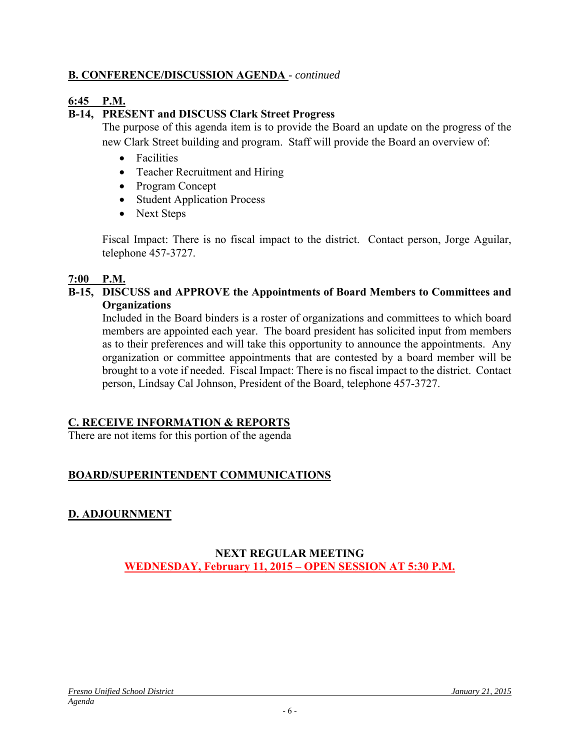## B. CONFERENCE/DISCUSSION AGENDA - *continued*

**6:45 P.M.**

**B-14, PRESENT and DISCUSS Clark Street Progress**

The purpose of this agenda item is to provide the Board an update on the progress of the new Clark Street building and program. Staff will provide the Board an overview of:

- Facilities
- Teacher Recruitment and Hiring
- Program Concept
- Student Application Process
- Next Steps

Fiscal Impact: There is no fiscal impact to the district. Contact person, Jorge Aguilar, telephone 457-3727.

**7:00 P.M.**

**B-15, DISCUSS and APPROVE the Appointments of Board Members to Committees and Organizations**

Included in the Board binders is a roster of organizations and committees to which board members are appointed each year. The board president has solicited input from members as to their preferences and will take this opportunity to announce the appointments. Any organization or committee appointments that are contested by a board member will be brought to a vote if needed. Fiscal Impact: There is no fiscal impact to the district. Contact person, Lindsay Cal Johnson, President of the Board, telephone 457-3727.

## C. RECEIVE INFORMATION & REPORTS

There are not items for this portion of the agenda

## BOARD/SUPERINTENDENT COMMUNICATIONS

## D. ADJOURNMENT

**NEXT REGULAR MEETING**

**WEDNESDAY, February 11, 2015 – OPEN SESSION AT 5:30 P.M.**